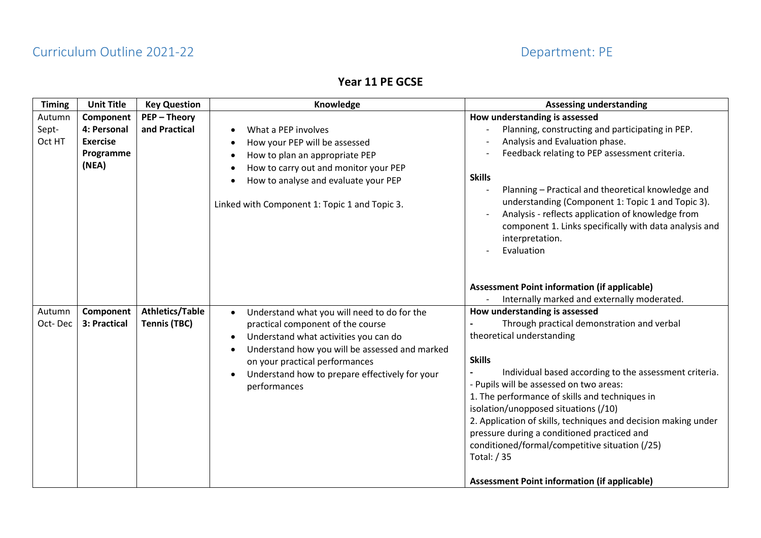Curriculum Outline 2021-22 Department: PE

## Year 11 PE GCSE

| Timing | Unit Title | Key Question | Knowledge | Assessing understanding |
|---|---|---|---|---|
| Autumn Sept-Oct HT | **Component 4: Personal Exercise Programme (NEA)** | **PEP – Theory and Practical** | • What a PEP involves<br>• How your PEP will be assessed<br>• How to plan an appropriate PEP<br>• How to carry out and monitor your PEP<br>• How to analyse and evaluate your PEP<br><br>Linked with Component 1: Topic 1 and Topic 3. | **How understanding is assessed**<br>- Planning, constructing and participating in PEP.<br>- Analysis and Evaluation phase.<br>- Feedback relating to PEP assessment criteria.<br><br>**Skills**<br>- Planning – Practical and theoretical knowledge and understanding (Component 1: Topic 1 and Topic 3).<br>- Analysis - reflects application of knowledge from component 1. Links specifically with data analysis and interpretation.<br>- Evaluation<br><br>**Assessment Point information (if applicable)**<br>- Internally marked and externally moderated. |
| Autumn Oct- Dec | **Component 3: Practical** | **Athletics/Table Tennis (TBC)** | • Understand what you will need to do for the practical component of the course<br>• Understand what activities you can do<br>• Understand how you will be assessed and marked on your practical performances<br>• Understand how to prepare effectively for your performances | **How understanding is assessed**<br>- Through practical demonstration and verbal theoretical understanding<br><br>**Skills**<br>- Individual based according to the assessment criteria.<br>- Pupils will be assessed on two areas:<br>1. The performance of skills and techniques in isolation/unopposed situations (/10)<br>2. Application of skills, techniques and decision making under pressure during a conditioned practiced and conditioned/formal/competitive situation (/25)<br>Total: / 35<br><br>**Assessment Point information (if applicable)** |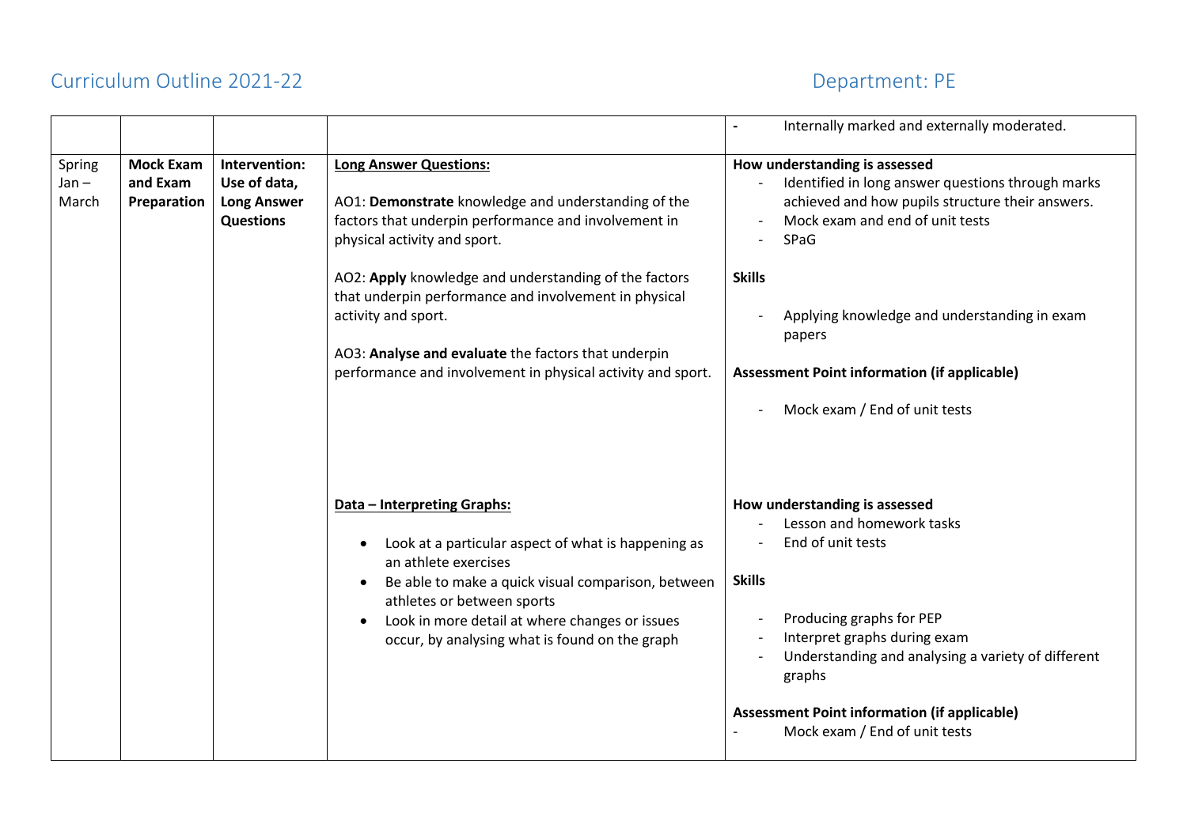Curriculum Outline 2021-22

Department: PE

| | | | | |
|---|---|---|---|---|
| | | | | - Internally marked and externally moderated. |
| Spring Jan – March | **Mock Exam and Exam Preparation** | **Intervention: Use of data, Long Answer Questions** | **Long Answer Questions:**<br><br>AO1: **Demonstrate** knowledge and understanding of the factors that underpin performance and involvement in physical activity and sport.<br><br>AO2: **Apply** knowledge and understanding of the factors that underpin performance and involvement in physical activity and sport.<br><br>AO3: **Analyse and evaluate** the factors that underpin performance and involvement in physical activity and sport. | **How understanding is assessed**<br>- Identified in long answer questions through marks achieved and how pupils structure their answers.<br>- Mock exam and end of unit tests<br>- SPaG<br><br>**Skills**<br>- Applying knowledge and understanding in exam papers<br><br>**Assessment Point information (if applicable)**<br>- Mock exam / End of unit tests |
| | | | **Data – Interpreting Graphs:**<br>• Look at a particular aspect of what is happening as an athlete exercises<br>• Be able to make a quick visual comparison, between athletes or between sports<br>• Look in more detail at where changes or issues occur, by analysing what is found on the graph | **How understanding is assessed**<br>- Lesson and homework tasks<br>- End of unit tests<br><br>**Skills**<br>- Producing graphs for PEP<br>- Interpret graphs during exam<br>- Understanding and analysing a variety of different graphs<br><br>**Assessment Point information (if applicable)**<br>- Mock exam / End of unit tests |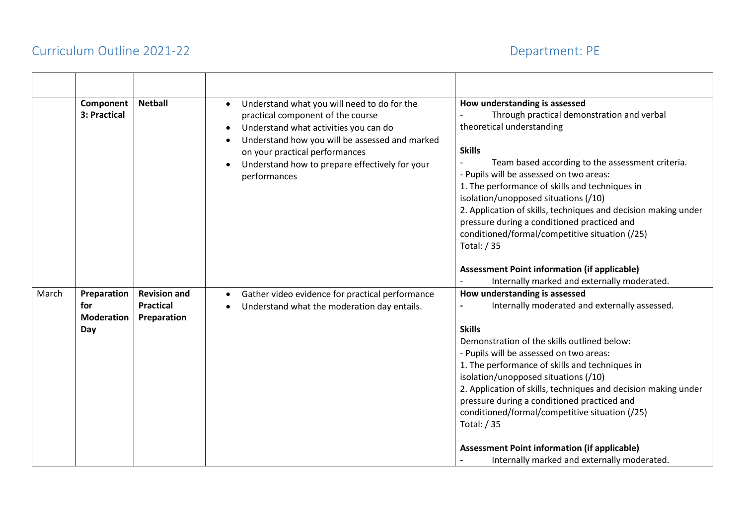Curriculum Outline 2021-22 Department: PE

| | | | | |
|---|---|---|---|---|
| | **Component 3: Practical** | **Netball** | • Understand what you will need to do for the practical component of the course<br>• Understand what activities you can do<br>• Understand how you will be assessed and marked on your practical performances<br>• Understand how to prepare effectively for your performances | **How understanding is assessed**<br>- Through practical demonstration and verbal theoretical understanding<br><br>**Skills**<br>- Team based according to the assessment criteria.<br>- Pupils will be assessed on two areas:<br>1. The performance of skills and techniques in isolation/unopposed situations (/10)<br>2. Application of skills, techniques and decision making under pressure during a conditioned practiced and conditioned/formal/competitive situation (/25)<br>Total: / 35<br><br>**Assessment Point information (if applicable)**<br>- Internally marked and externally moderated. |
| March | **Preparation for Moderation Day** | **Revision and Practical Preparation** | • Gather video evidence for practical performance<br>• Understand what the moderation day entails. | **How understanding is assessed**<br>- Internally moderated and externally assessed.<br><br>**Skills**<br>Demonstration of the skills outlined below:<br>- Pupils will be assessed on two areas:<br>1. The performance of skills and techniques in isolation/unopposed situations (/10)<br>2. Application of skills, techniques and decision making under pressure during a conditioned practiced and conditioned/formal/competitive situation (/25)<br>Total: / 35<br><br>**Assessment Point information (if applicable)**<br>- Internally marked and externally moderated. |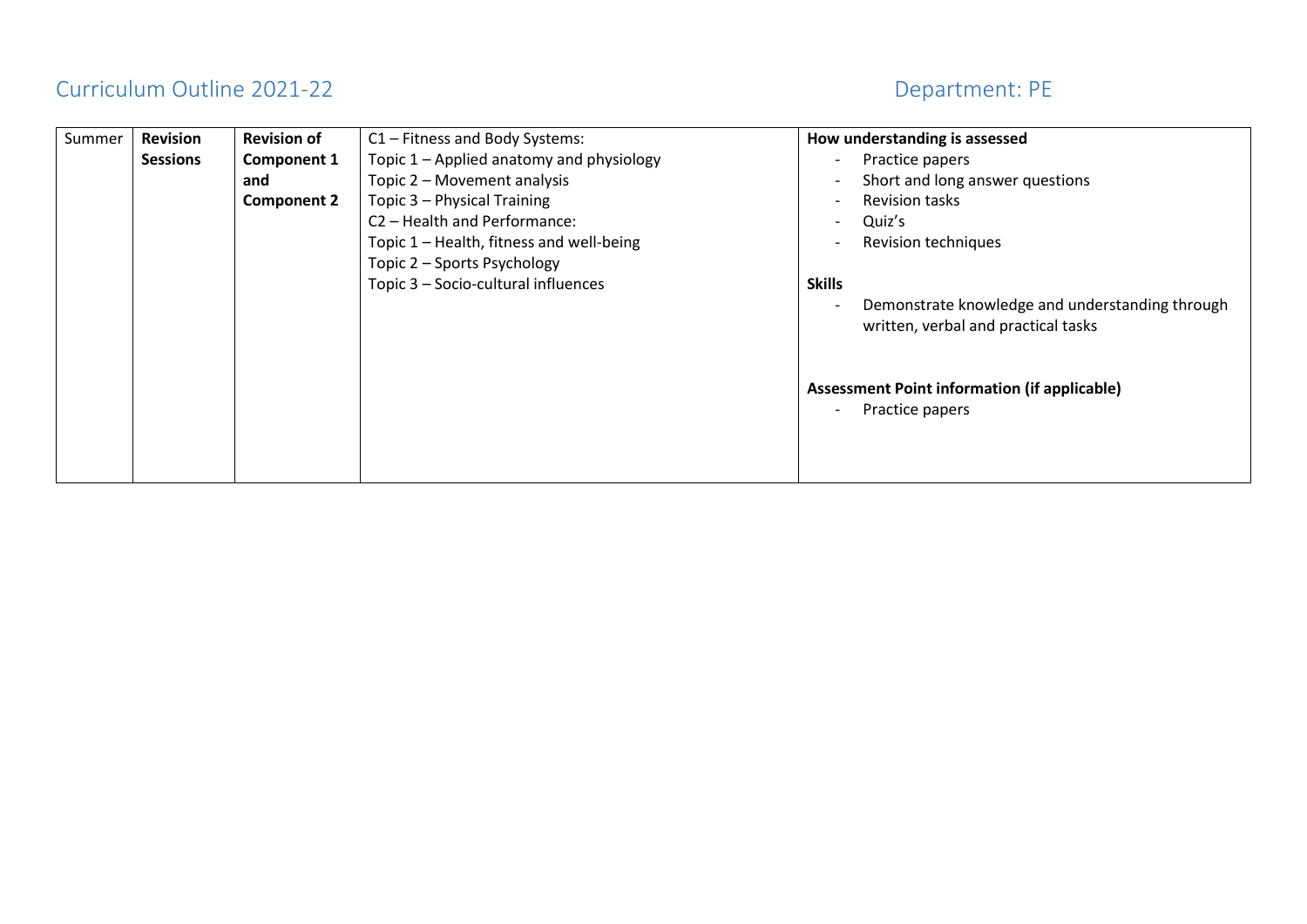Curriculum Outline 2021-22 Department: PE

| | | | | |
|---|---|---|---|---|
| Summer | **Revision Sessions** | **Revision of Component 1 and Component 2** | C1 – Fitness and Body Systems:<br>Topic 1 – Applied anatomy and physiology<br>Topic 2 – Movement analysis<br>Topic 3 – Physical Training<br>C2 – Health and Performance:<br>Topic 1 – Health, fitness and well-being<br>Topic 2 – Sports Psychology<br>Topic 3 – Socio-cultural influences | **How understanding is assessed**<br>- Practice papers<br>- Short and long answer questions<br>- Revision tasks<br>- Quiz's<br>- Revision techniques<br><br>**Skills**<br>- Demonstrate knowledge and understanding through written, verbal and practical tasks<br><br>**Assessment Point information (if applicable)**<br>- Practice papers |